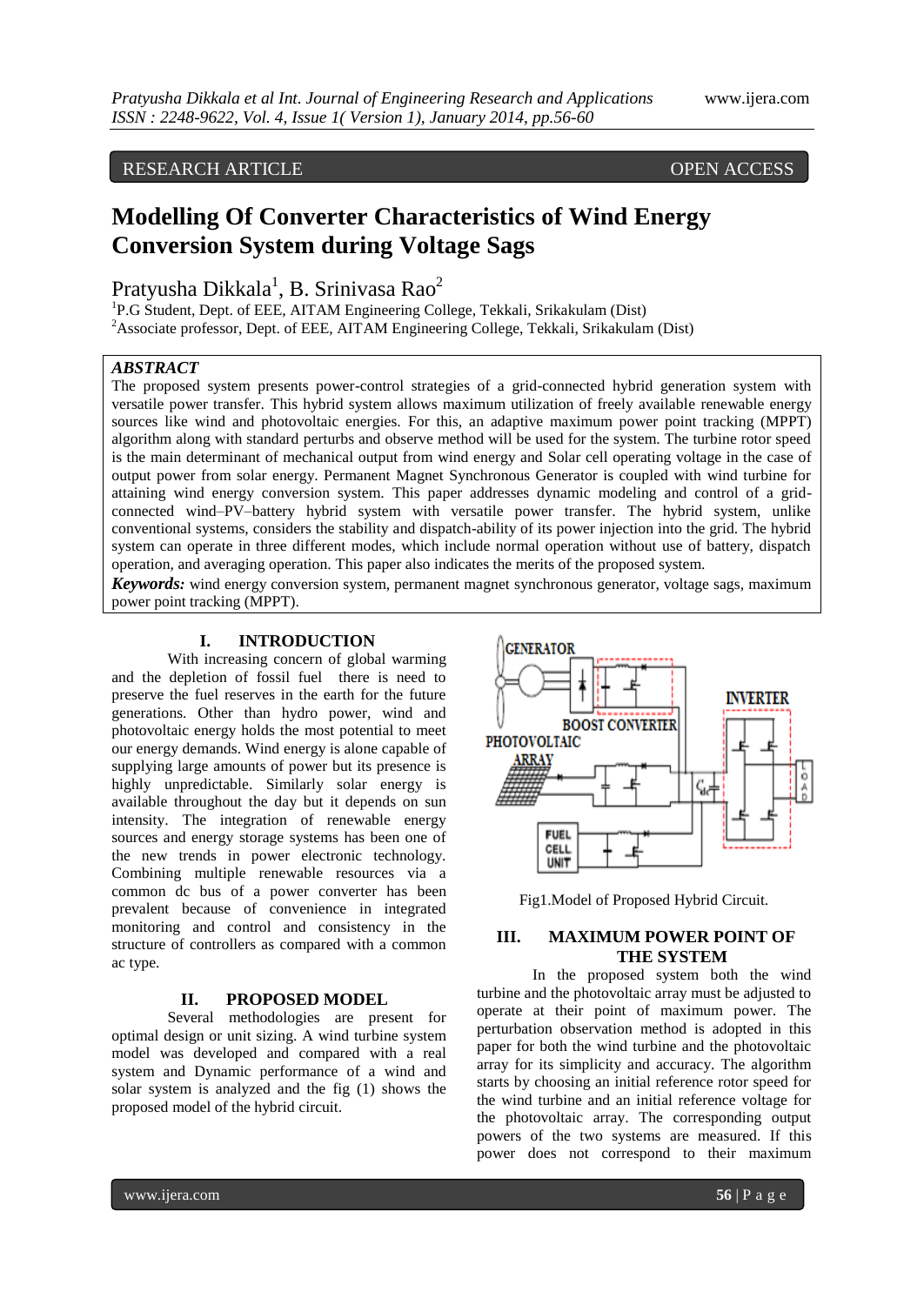RESEARCH ARTICLE OPEN ACCESS

# Modelling Of Converter Characteristics of Wind Energy Conversion System during Voltage Sags

Pratyusha Dikkala[1], B. Srinivasa Rao[2]

[1]P.G Student, Dept. of EEE, AITAM Engineering College, Tekkali, Srikakulam (Dist)
[2]Associate professor, Dept. of EEE, AITAM Engineering College, Tekkali, Srikakulam (Dist)

## ABSTRACT

The proposed system presents power-control strategies of a grid-connected hybrid generation system with versatile power transfer. This hybrid system allows maximum utilization of freely available renewable energy sources like wind and photovoltaic energies. For this, an adaptive maximum power point tracking (MPPT) algorithm along with standard perturbs and observe method will be used for the system. The turbine rotor speed is the main determinant of mechanical output from wind energy and Solar cell operating voltage in the case of output power from solar energy. Permanent Magnet Synchronous Generator is coupled with wind turbine for attaining wind energy conversion system. This paper addresses dynamic modeling and control of a grid-connected wind–PV–battery hybrid system with versatile power transfer. The hybrid system, unlike conventional systems, considers the stability and dispatch-ability of its power injection into the grid. The hybrid system can operate in three different modes, which include normal operation without use of battery, dispatch operation, and averaging operation. This paper also indicates the merits of the proposed system.

***Keywords:*** wind energy conversion system, permanent magnet synchronous generator, voltage sags, maximum power point tracking (MPPT).

## I. INTRODUCTION

With increasing concern of global warming and the depletion of fossil fuel there is need to preserve the fuel reserves in the earth for the future generations. Other than hydro power, wind and photovoltaic energy holds the most potential to meet our energy demands. Wind energy is alone capable of supplying large amounts of power but its presence is highly unpredictable. Similarly solar energy is available throughout the day but it depends on sun intensity. The integration of renewable energy sources and energy storage systems has been one of the new trends in power electronic technology. Combining multiple renewable resources via a common dc bus of a power converter has been prevalent because of convenience in integrated monitoring and control and consistency in the structure of controllers as compared with a common ac type.

## II. PROPOSED MODEL

Several methodologies are present for optimal design or unit sizing. A wind turbine system model was developed and compared with a real system and Dynamic performance of a wind and solar system is analyzed and the fig (1) shows the proposed model of the hybrid circuit.

Fig1.Model of Proposed Hybrid Circuit.

## III. MAXIMUM POWER POINT OF THE SYSTEM

In the proposed system both the wind turbine and the photovoltaic array must be adjusted to operate at their point of maximum power. The perturbation observation method is adopted in this paper for both the wind turbine and the photovoltaic array for its simplicity and accuracy. The algorithm starts by choosing an initial reference rotor speed for the wind turbine and an initial reference voltage for the photovoltaic array. The corresponding output powers of the two systems are measured. If this power does not correspond to their maximum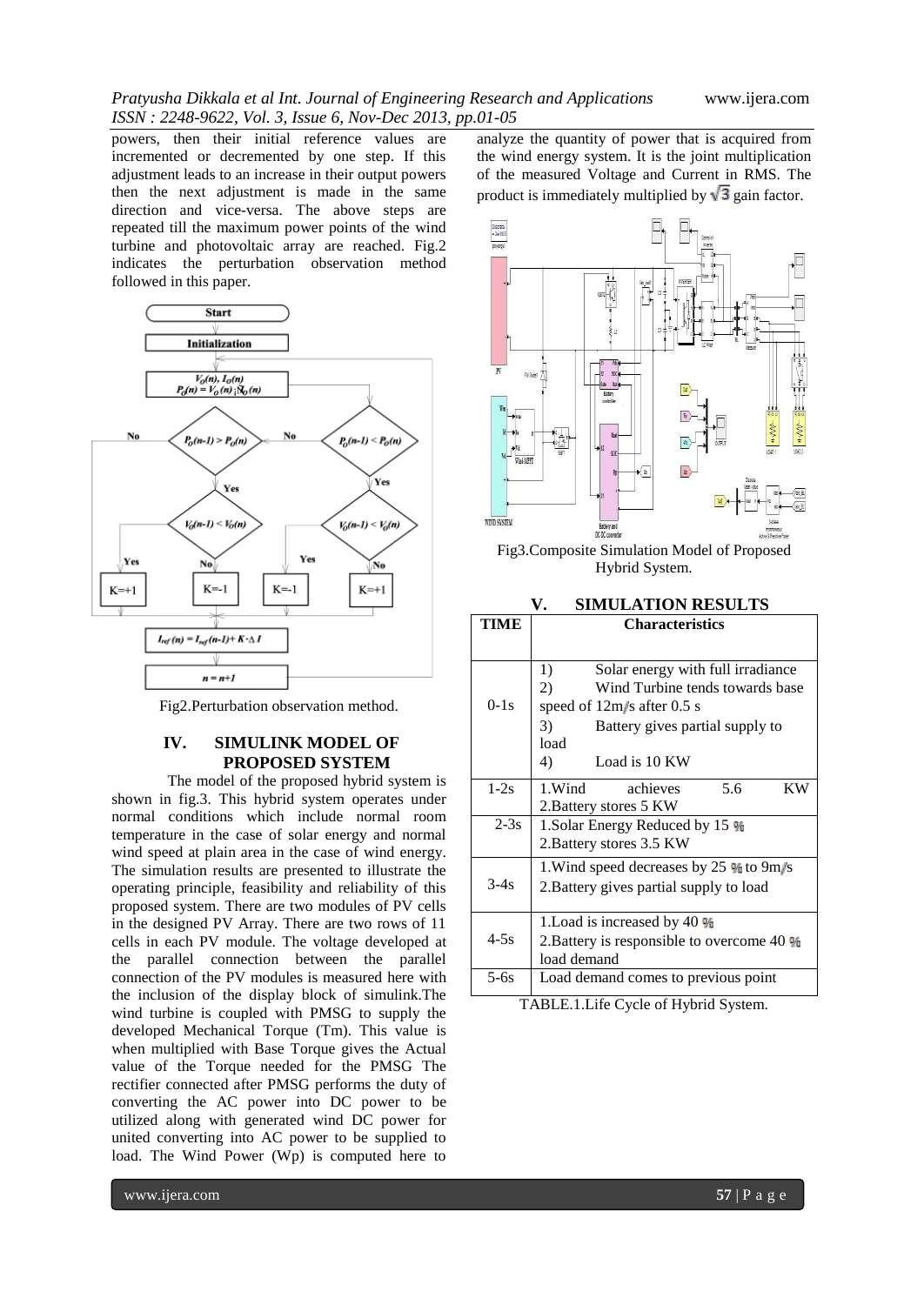powers, then their initial reference values are incremented or decremented by one step. If this adjustment leads to an increase in their output powers then the next adjustment is made in the same direction and vice-versa. The above steps are repeated till the maximum power points of the wind turbine and photovoltaic array are reached. Fig.2 indicates the perturbation observation method followed in this paper.

Fig2.Perturbation observation method.

## IV. SIMULINK MODEL OF PROPOSED SYSTEM

The model of the proposed hybrid system is shown in fig.3. This hybrid system operates under normal conditions which include normal room temperature in the case of solar energy and normal wind speed at plain area in the case of wind energy. The simulation results are presented to illustrate the operating principle, feasibility and reliability of this proposed system. There are two modules of PV cells in the designed PV Array. There are two rows of 11 cells in each PV module. The voltage developed at the parallel connection between the parallel connection of the PV modules is measured here with the inclusion of the display block of simulink.The wind turbine is coupled with PMSG to supply the developed Mechanical Torque (Tm). This value is when multiplied with Base Torque gives the Actual value of the Torque needed for the PMSG The rectifier connected after PMSG performs the duty of converting the AC power into DC power to be utilized along with generated wind DC power for united converting into AC power to be supplied to load. The Wind Power (Wp) is computed here to analyze the quantity of power that is acquired from the wind energy system. It is the joint multiplication of the measured Voltage and Current in RMS. The product is immediately multiplied by $\sqrt{3}$ gain factor.

Fig3.Composite Simulation Model of Proposed Hybrid System.

## V. SIMULATION RESULTS

| TIME | Characteristics |
|---|---|
| 0-1s | 1) Solar energy with full irradiance<br>2) Wind Turbine tends towards base speed of 12m/s after 0.5 s<br>3) Battery gives partial supply to load<br>4) Load is 10 KW |
| 1-2s | 1.Wind achieves 5.6 KW<br>2.Battery stores 5 KW |
| 2-3s | 1.Solar Energy Reduced by 15 %<br>2.Battery stores 3.5 KW |
| 3-4s | 1.Wind speed decreases by 25 % to 9m/s<br>2.Battery gives partial supply to load |
| 4-5s | 1.Load is increased by 40 %<br>2.Battery is responsible to overcome 40 % load demand |
| 5-6s | Load demand comes to previous point |

TABLE.1.Life Cycle of Hybrid System.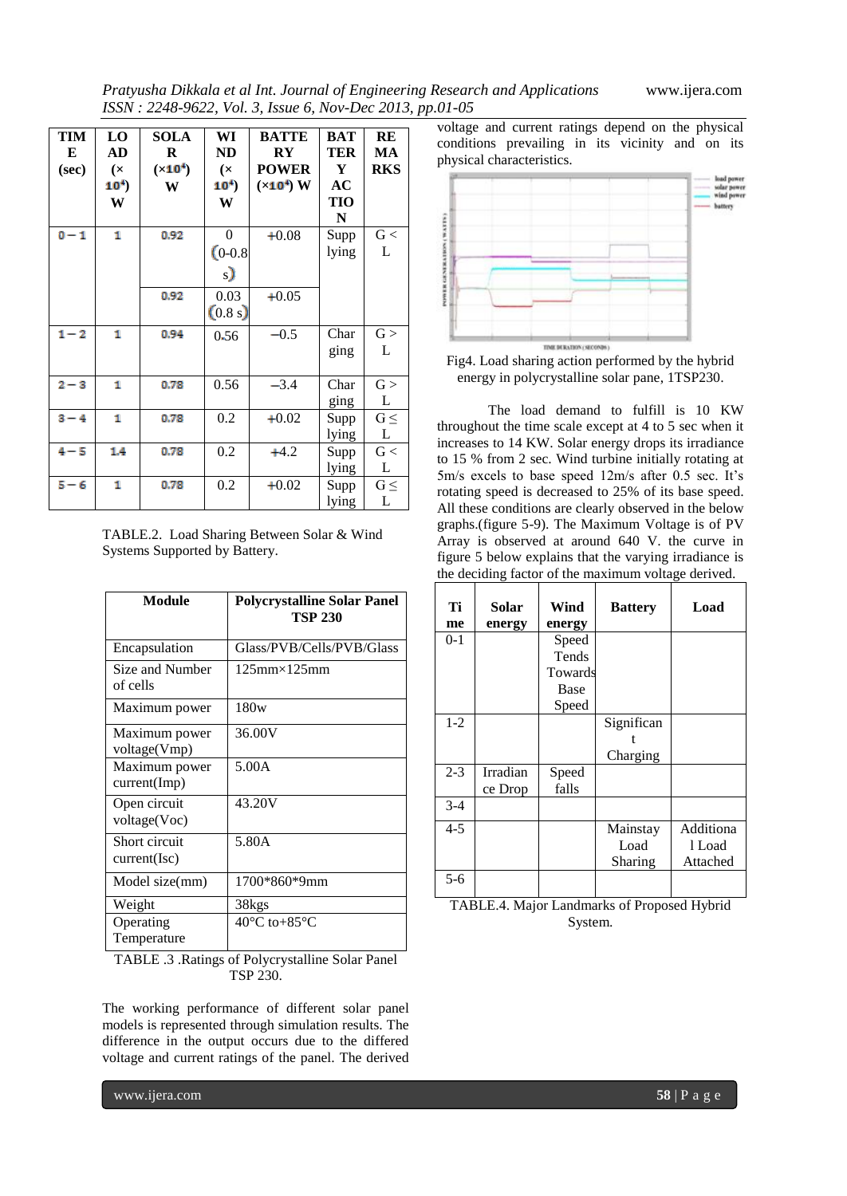| TIME (sec) | LOAD (× $10^4$) W | SOLAR (×$10^4$) W | WIND (× $10^4$) W | BATTERY POWER (×$10^4$) W | BATTERY ACTION | REMARKS |
|---|---|---|---|---|---|---|
| 0 – 1 | 1 | 0.92 | 0 (0-0.8 s) | +0.08 | Supplying | G < L |
| | | 0.92 | 0.03 (0.8 s) | +0.05 | | |
| 1 – 2 | 1 | 0.94 | 0.56 | –0.5 | Charging | G > L |
| 2 – 3 | 1 | 0.78 | 0.56 | –3.4 | Charging | G > L |
| 3 – 4 | 1 | 0.78 | 0.2 | +0.02 | Supplying | G ≤ L |
| 4 – 5 | 1.4 | 0.78 | 0.2 | +4.2 | Supplying | G < L |
| 5 – 6 | 1 | 0.78 | 0.2 | +0.02 | Supplying | G ≤ L |

TABLE.2. Load Sharing Between Solar & Wind Systems Supported by Battery.

| Module | Polycrystalline Solar Panel TSP 230 |
|---|---|
| Encapsulation | Glass/PVB/Cells/PVB/Glass |
| Size and Number of cells | 125mm×125mm |
| Maximum power | 180w |
| Maximum power voltage(Vmp) | 36.00V |
| Maximum power current(Imp) | 5.00A |
| Open circuit voltage(Voc) | 43.20V |
| Short circuit current(Isc) | 5.80A |
| Model size(mm) | 1700*860*9mm |
| Weight | 38kgs |
| Operating Temperature | 40°C to+85°C |

TABLE .3 .Ratings of Polycrystalline Solar Panel TSP 230.

The working performance of different solar panel models is represented through simulation results. The difference in the output occurs due to the differed voltage and current ratings of the panel. The derived voltage and current ratings depend on the physical conditions prevailing in its vicinity and on its physical characteristics.

Fig4. Load sharing action performed by the hybrid energy in polycrystalline solar pane, 1TSP230.

The load demand to fulfill is 10 KW throughout the time scale except at 4 to 5 sec when it increases to 14 KW. Solar energy drops its irradiance to 15 % from 2 sec. Wind turbine initially rotating at 5m/s excels to base speed 12m/s after 0.5 sec. It's rotating speed is decreased to 25% of its base speed. All these conditions are clearly observed in the below graphs.(figure 5-9). The Maximum Voltage is of PV Array is observed at around 640 V. the curve in figure 5 below explains that the varying irradiance is the deciding factor of the maximum voltage derived.

| Time | Solar energy | Wind energy | Battery | Load |
|---|---|---|---|---|
| 0-1 | | Speed Tends Towards Base Speed | | |
| 1-2 | | | Significant Charging | |
| 2-3 | Irradiance Drop | Speed falls | | |
| 3-4 | | | | |
| 4-5 | | | Mainstay Load Sharing | Additional Load Attached |
| 5-6 | | | | |

TABLE.4. Major Landmarks of Proposed Hybrid System.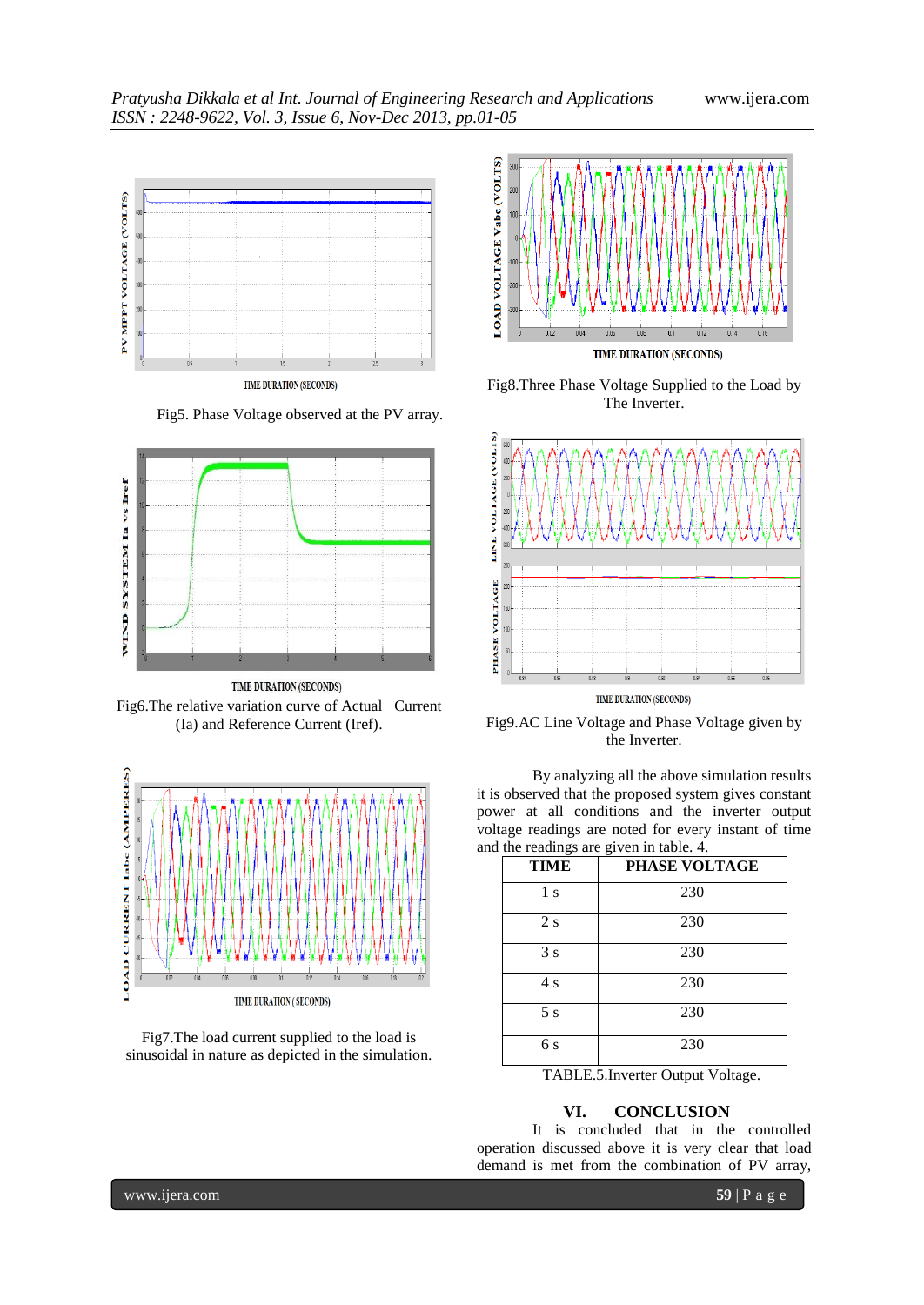Fig5. Phase Voltage observed at the PV array.

Fig6.The relative variation curve of Actual Current (Ia) and Reference Current (Iref).

Fig7.The load current supplied to the load is sinusoidal in nature as depicted in the simulation.

Fig8.Three Phase Voltage Supplied to the Load by The Inverter.

Fig9.AC Line Voltage and Phase Voltage given by the inverter.

By analyzing all the above simulation results it is observed that the proposed system gives constant power at all conditions and the inverter output voltage readings are noted for every instant of time and the readings are given in table. 4.

| TIME | PHASE VOLTAGE |
|---|---|
| 1 s | 230 |
| 2 s | 230 |
| 3 s | 230 |
| 4 s | 230 |
| 5 s | 230 |
| 6 s | 230 |

TABLE.5.Inverter Output Voltage.

## VI. CONCLUSION

It is concluded that in the controlled operation discussed above it is very clear that load demand is met from the combination of PV array,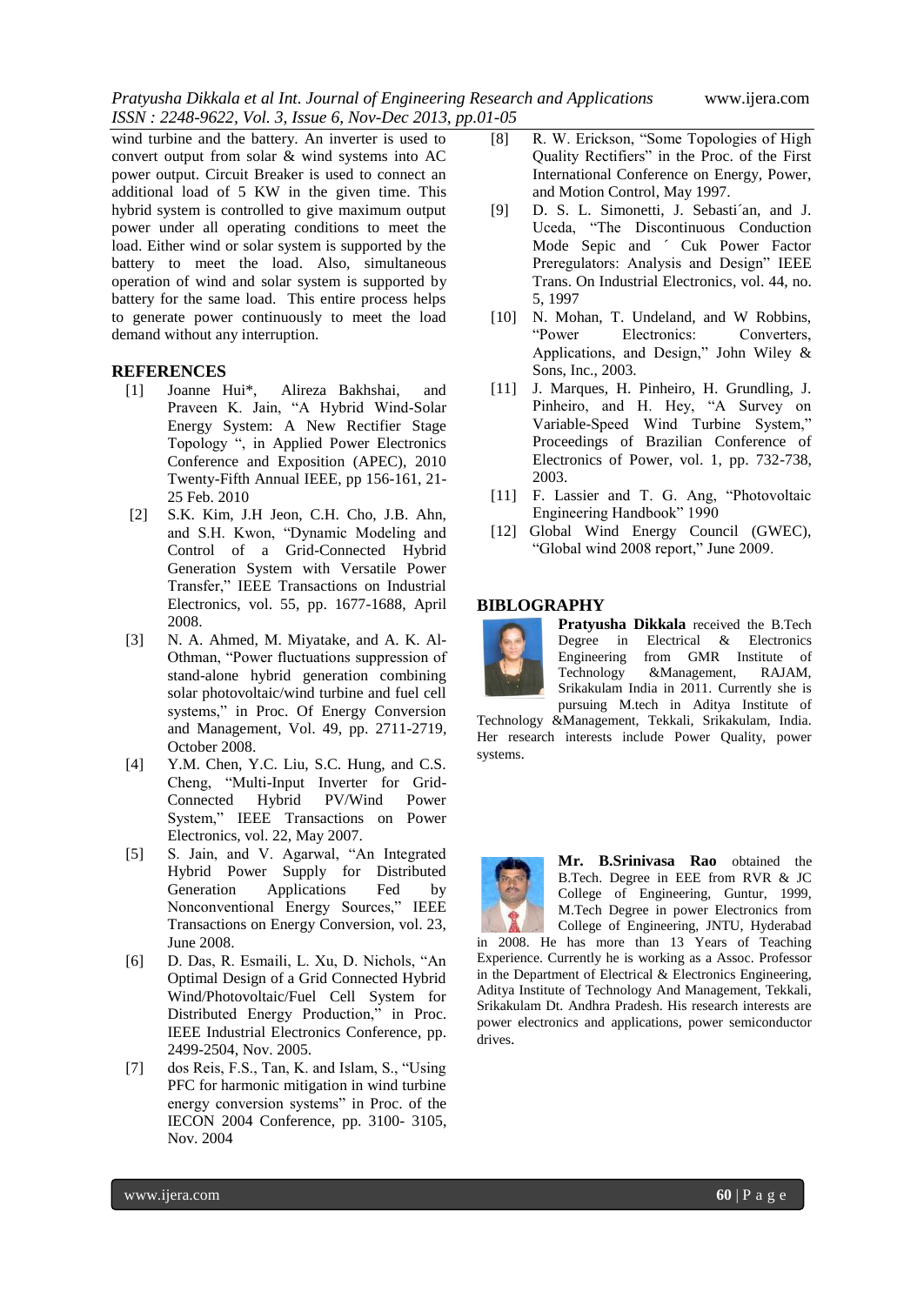wind turbine and the battery. An inverter is used to convert output from solar & wind systems into AC power output. Circuit Breaker is used to connect an additional load of 5 KW in the given time. This hybrid system is controlled to give maximum output power under all operating conditions to meet the load. Either wind or solar system is supported by the battery to meet the load. Also, simultaneous operation of wind and solar system is supported by battery for the same load. This entire process helps to generate power continuously to meet the load demand without any interruption.

## REFERENCES

[1] Joanne Hui*, Alireza Bakhshai, and Praveen K. Jain, "A Hybrid Wind-Solar Energy System: A New Rectifier Stage Topology ", in Applied Power Electronics Conference and Exposition (APEC), 2010 Twenty-Fifth Annual IEEE, pp 156-161, 21-25 Feb. 2010

[2] S.K. Kim, J.H Jeon, C.H. Cho, J.B. Ahn, and S.H. Kwon, "Dynamic Modeling and Control of a Grid-Connected Hybrid Generation System with Versatile Power Transfer," IEEE Transactions on Industrial Electronics, vol. 55, pp. 1677-1688, April 2008.

[3] N. A. Ahmed, M. Miyatake, and A. K. Al-Othman, "Power fluctuations suppression of stand-alone hybrid generation combining solar photovoltaic/wind turbine and fuel cell systems," in Proc. Of Energy Conversion and Management, Vol. 49, pp. 2711-2719, October 2008.

[4] Y.M. Chen, Y.C. Liu, S.C. Hung, and C.S. Cheng, "Multi-Input Inverter for Grid-Connected Hybrid PV/Wind Power System," IEEE Transactions on Power Electronics, vol. 22, May 2007.

[5] S. Jain, and V. Agarwal, "An Integrated Hybrid Power Supply for Distributed Generation Applications Fed by Nonconventional Energy Sources," IEEE Transactions on Energy Conversion, vol. 23, June 2008.

[6] D. Das, R. Esmaili, L. Xu, D. Nichols, "An Optimal Design of a Grid Connected Hybrid Wind/Photovoltaic/Fuel Cell System for Distributed Energy Production," in Proc. IEEE Industrial Electronics Conference, pp. 2499-2504, Nov. 2005.

[7] dos Reis, F.S., Tan, K. and Islam, S., "Using PFC for harmonic mitigation in wind turbine energy conversion systems" in Proc. of the IECON 2004 Conference, pp. 3100- 3105, Nov. 2004

[8] R. W. Erickson, "Some Topologies of High Quality Rectifiers" in the Proc. of the First International Conference on Energy, Power, and Motion Control, May 1997.

[9] D. S. L. Simonetti, J. Sebasti´an, and J. Uceda, "The Discontinuous Conduction Mode Sepic and ´ Cuk Power Factor Preregulators: Analysis and Design" IEEE Trans. On Industrial Electronics, vol. 44, no. 5, 1997

[10] N. Mohan, T. Undeland, and W Robbins, "Power Electronics: Converters, Applications, and Design," John Wiley & Sons, Inc., 2003.

[11] J. Marques, H. Pinheiro, H. Grundling, J. Pinheiro, and H. Hey, "A Survey on Variable-Speed Wind Turbine System," Proceedings of Brazilian Conference of Electronics of Power, vol. 1, pp. 732-738, 2003.

[11] F. Lassier and T. G. Ang, "Photovoltaic Engineering Handbook" 1990

[12] Global Wind Energy Council (GWEC), "Global wind 2008 report," June 2009.

## BIBLOGRAPHY

**Pratyusha Dikkala** received the B.Tech Degree in Electrical & Electronics Engineering from GMR Institute of Technology &Management, RAJAM, Srikakulam India in 2011. Currently she is pursuing M.tech in Aditya Institute of Technology &Management, Tekkali, Srikakulam, India. Her research interests include Power Quality, power systems.

**Mr. B.Srinivasa Rao** obtained the B.Tech. Degree in EEE from RVR & JC College of Engineering, Guntur, 1999, M.Tech Degree in power Electronics from College of Engineering, JNTU, Hyderabad in 2008. He has more than 13 Years of Teaching Experience. Currently he is working as a Assoc. Professor in the Department of Electrical & Electronics Engineering, Aditya Institute of Technology And Management, Tekkali, Srikakulam Dt. Andhra Pradesh. His research interests are power electronics and applications, power semiconductor drives.